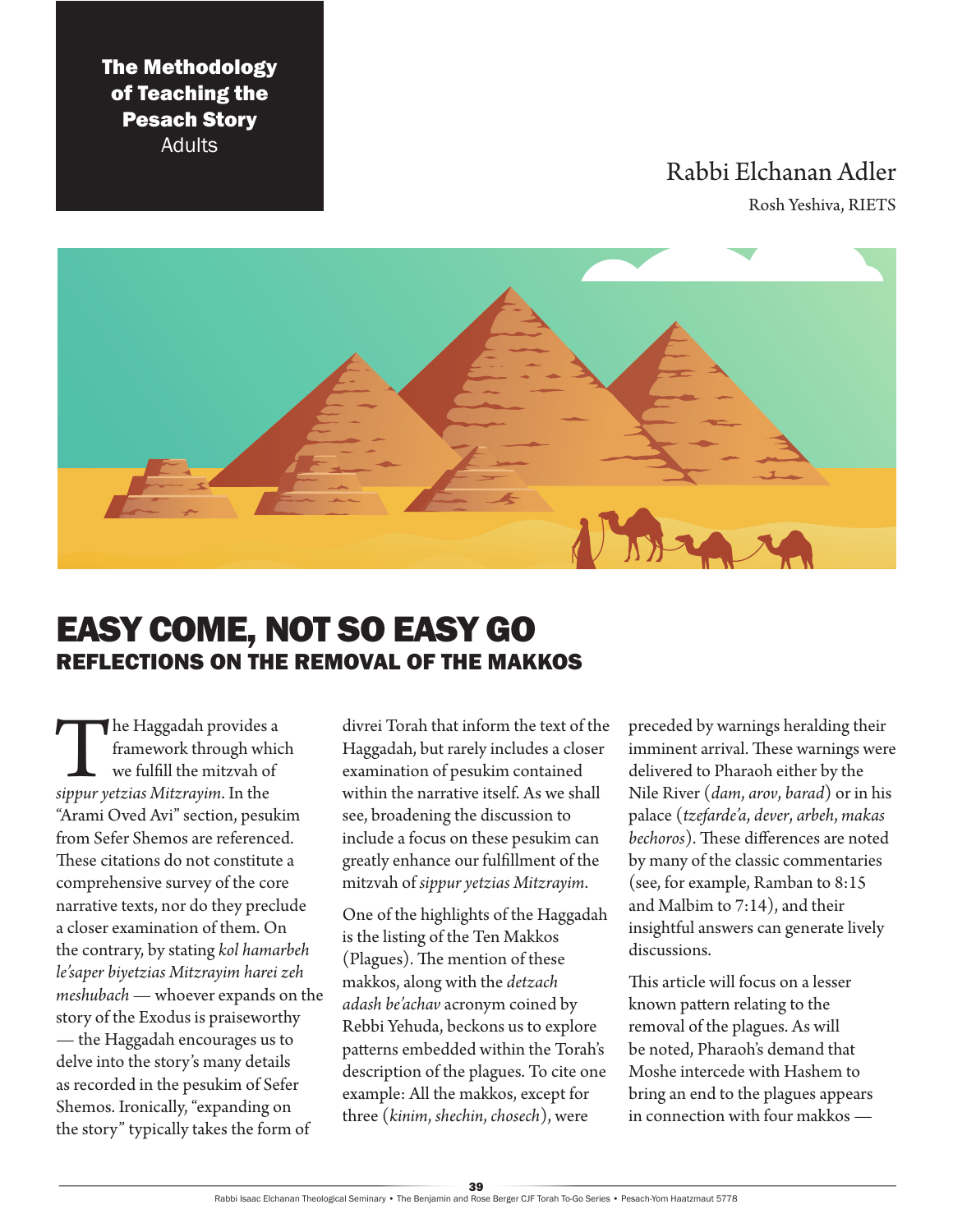**The Methodology of Teaching the Pesach Story**
Adults

Rabbi Elchanan Adler
Rosh Yeshiva, RIETS

# EASY COME, NOT SO EASY GO
## REFLECTIONS ON THE REMOVAL OF THE MAKKOS

The Haggadah provides a framework through which we fulfill the mitzvah of *sippur yetzias Mitzrayim*. In the "Arami Oved Avi" section, pesukim from Sefer Shemos are referenced. These citations do not constitute a comprehensive survey of the core narrative texts, nor do they preclude a closer examination of them. On the contrary, by stating *kol hamarbeh le'saper biyetzias Mitzrayim harei zeh meshubach* — whoever expands on the story of the Exodus is praiseworthy — the Haggadah encourages us to delve into the story's many details as recorded in the pesukim of Sefer Shemos. Ironically, "expanding on the story" typically takes the form of divrei Torah that inform the text of the Haggadah, but rarely includes a closer examination of pesukim contained within the narrative itself. As we shall see, broadening the discussion to include a focus on these pesukim can greatly enhance our fulfillment of the mitzvah of *sippur yetzias Mitzrayim*.

One of the highlights of the Haggadah is the listing of the Ten Makkos (Plagues). The mention of these makkos, along with the *detzach adash be'achav* acronym coined by Rebbi Yehuda, beckons us to explore patterns embedded within the Torah's description of the plagues. To cite one example: All the makkos, except for three (*kinim*, *shechin*, *chosech*), were preceded by warnings heralding their imminent arrival. These warnings were delivered to Pharaoh either by the Nile River (*dam*, *arov*, *barad*) or in his palace (*tzefarde'a*, *dever*, *arbeh*, *makas bechoros*). These differences are noted by many of the classic commentaries (see, for example, Ramban to 8:15 and Malbim to 7:14), and their insightful answers can generate lively discussions.

This article will focus on a lesser known pattern relating to the removal of the plagues. As will be noted, Pharaoh's demand that Moshe intercede with Hashem to bring an end to the plagues appears in connection with four makkos —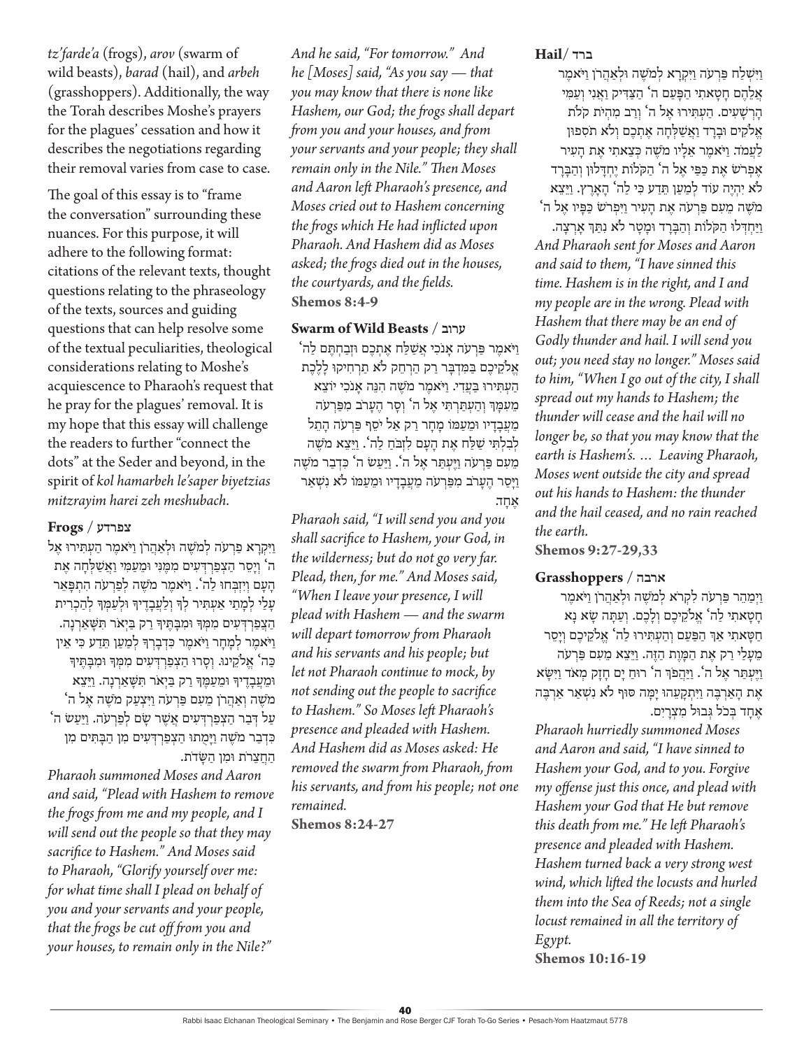*tz'farde'a* (frogs), *arov* (swarm of wild beasts), *barad* (hail), and *arbeh* (grasshoppers). Additionally, the way the Torah describes Moshe's prayers for the plagues' cessation and how it describes the negotiations regarding their removal varies from case to case.

The goal of this essay is to "frame the conversation" surrounding these nuances. For this purpose, it will adhere to the following format: citations of the relevant texts, thought questions relating to the phraseology of the texts, sources and guiding questions that can help resolve some of the textual peculiarities, theological considerations relating to Moshe's acquiescence to Pharaoh's request that he pray for the plagues' removal. It is my hope that this essay will challenge the readers to further "connect the dots" at the Seder and beyond, in the spirit of *kol hamarbeh le'saper biyetzias mitzrayim harei zeh meshubach*.

### Frogs / צפרדע

וַיִּקְרָא פַרְעֹה לְמֹשֶׁה וּלְאַהֲרֹן וַיֹּאמֶר הַעְתִּירוּ אֶל ה' וְיָסֵר הַצְפַרְדְּעִים מִמֶּנִּי וּמֵעַמִּי וַאֲשַׁלְּחָה אֶת הָעָם וְיִזְבְּחוּ לַה'. וַיֹּאמֶר מֹשֶׁה לְפַרְעֹה הִתְפָּאֵר עָלַי לְמָתַי אַעְתִּיר לְךָ וְלַעֲבָדֶיךָ וּלְעַמְּךָ לְהַכְרִית הַצְפַרְדְּעִים מִמְּךָ וּמִבָּתֶּיךָ רַק בַּיְאֹר תִּשָּׁאַרְנָה. וַיֹּאמֶר לְמָחָר וַיֹּאמֶר כִּדְבָרְךָ לְמַעַן תֵּדַע כִּי אֵין כַּה' אֱלֹקֵינוּ. וְסָרוּ הַצְפַרְדְּעִים מִמְּךָ וּמִבָּתֶּיךָ וּמֵעֲבָדֶיךָ וּמֵעַמֶּךָ רַק בַּיְאֹר תִּשָּׁאַרְנָה. וַיֵּצֵא מֹשֶׁה וְאַהֲרֹן מֵעִם פַּרְעֹה וַיִּצְעַק מֹשֶׁה אֶל ה' עַל דְּבַר הַצְפַרְדְּעִים אֲשֶׁר שָׂם לְפַרְעֹה. וַיַּעַשׂ ה' כִּדְבַר מֹשֶׁה וַיָּמֻתוּ הַצְפַרְדְּעִים מִן הַבָּתִּים מִן הַחֲצֵרֹת וּמִן הַשָּׂדֹת.

*Pharaoh summoned Moses and Aaron and said, "Plead with Hashem to remove the frogs from me and my people, and I will send out the people so that they may sacrifice to Hashem." And Moses said to Pharaoh, "Glorify yourself over me: for what time shall I plead on behalf of you and your servants and your people, that the frogs be cut off from you and your houses, to remain only in the Nile?" And he said, "For tomorrow." And he [Moses] said, "As you say — that you may know that there is none like Hashem, our God; the frogs shall depart from you and your houses, and from your servants and your people; they shall remain only in the Nile." Then Moses and Aaron left Pharaoh's presence, and Moses cried out to Hashem concerning the frogs which He had inflicted upon Pharaoh. And Hashem did as Moses asked; the frogs died out in the houses, the courtyards, and the fields.*
**Shemos 8:4-9**

### Swarm of Wild Beasts / ערוב

וַיֹּאמֶר פַּרְעֹה אָנֹכִי אֲשַׁלַּח אֶתְכֶם וּזְבַחְתֶּם לַה' אֱלֹקֵיכֶם בַּמִּדְבָּר רַק הַרְחֵק לֹא תַרְחִיקוּ לָלֶכֶת הַעְתִּירוּ בַּעֲדִי. וַיֹּאמֶר מֹשֶׁה הִנֵּה אָנֹכִי יוֹצֵא מֵעִמָּךְ וְהַעְתַּרְתִּי אֶל ה' וְסָר הֶעָרֹב מִפַּרְעֹה מֵעֲבָדָיו וּמֵעַמּוֹ מָחָר רַק אַל יֹסֵף פַּרְעֹה הָתֵל לְבִלְתִּי שַׁלַּח אֶת הָעָם לִזְבֹּחַ לַה'. וַיֵּצֵא מֹשֶׁה מֵעִם פַּרְעֹה וַיֶּעְתַּר אֶל ה'. וַיַּעַשׂ ה' כִּדְבַר מֹשֶׁה וַיָּסַר הֶעָרֹב מִפַּרְעֹה מֵעֲבָדָיו וּמֵעַמּוֹ לֹא נִשְׁאַר אֶחָד.

*Pharaoh said, "I will send you and you shall sacrifice to Hashem, your God, in the wilderness; but do not go very far. Plead, then, for me." And Moses said, "When I leave your presence, I will plead with Hashem — and the swarm will depart tomorrow from Pharaoh and his servants and his people; but let not Pharaoh continue to mock, by not sending out the people to sacrifice to Hashem." So Moses left Pharaoh's presence and pleaded with Hashem. And Hashem did as Moses asked: He removed the swarm from Pharaoh, from his servants, and from his people; not one remained.*
**Shemos 8:24-27**

### Hail / ברד

וַיִּשְׁלַח פַּרְעֹה וַיִּקְרָא לְמֹשֶׁה וּלְאַהֲרֹן וַיֹּאמֶר אֲלֵהֶם חָטָאתִי הַפָּעַם ה' הַצַּדִּיק וַאֲנִי וְעַמִּי הָרְשָׁעִים. הַעְתִּירוּ אֶל ה' וְרַב מִהְיֹת קֹלֹת אֱלֹקִים וּבָרָד וַאֲשַׁלְּחָה אֶתְכֶם וְלֹא תֹסִפוּן לַעֲמֹד. וַיֹּאמֶר אֵלָיו מֹשֶׁה כְּצֵאתִי אֶת הָעִיר אֶפְרֹשׂ אֶת כַּפַּי אֶל ה' הַקֹּלוֹת יֶחְדָּלוּן וְהַבָּרָד לֹא יִהְיֶה עוֹד לְמַעַן תֵּדַע כִּי לַה' הָאָרֶץ. וַיֵּצֵא מֹשֶׁה מֵעִם פַּרְעֹה אֶת הָעִיר וַיִּפְרֹשׂ כַּפָּיו אֶל ה' וַיַּחְדְּלוּ הַקֹּלוֹת וְהַבָּרָד וּמָטָר לֹא נִתַּךְ אָרְצָה.

*And Pharaoh sent for Moses and Aaron and said to them, "I have sinned this time. Hashem is in the right, and I and my people are in the wrong. Plead with Hashem that there may be an end of Godly thunder and hail. I will send you out; you need stay no longer." Moses said to him, "When I go out of the city, I shall spread out my hands to Hashem; the thunder will cease and the hail will no longer be, so that you may know that the earth is Hashem's. … Leaving Pharaoh, Moses went outside the city and spread out his hands to Hashem: the thunder and the hail ceased, and no rain reached the earth.*
**Shemos 9:27-29,33**

### Grasshoppers / ארבה

וַיְמַהֵר פַּרְעֹה לִקְרֹא לְמֹשֶׁה וּלְאַהֲרֹן וַיֹּאמֶר חָטָאתִי לַה' אֱלֹקֵיכֶם וְלָכֶם. וְעַתָּה שָׂא נָא חַטָּאתִי אַךְ הַפַּעַם וְהַעְתִּירוּ לַה' אֱלֹקֵיכֶם וְיָסֵר מֵעָלַי רַק אֶת הַמָּוֶת הַזֶּה. וַיֵּצֵא מֵעִם פַּרְעֹה וַיֶּעְתַּר אֶל ה'. וַיַּהֲפֹךְ ה' רוּחַ יָם חָזָק מְאֹד וַיִּשָּׂא אֶת הָאַרְבֶּה וַיִּתְקָעֵהוּ יָמָּה סּוּף לֹא נִשְׁאַר אַרְבֶּה אֶחָד בְּכֹל גְּבוּל מִצְרָיִם.

*Pharaoh hurriedly summoned Moses and Aaron and said, "I have sinned to Hashem your God, and to you. Forgive my offense just this once, and plead with Hashem your God that He but remove this death from me." He left Pharaoh's presence and pleaded with Hashem. Hashem turned back a very strong west wind, which lifted the locusts and hurled them into the Sea of Reeds; not a single locust remained in all the territory of Egypt.*
**Shemos 10:16-19**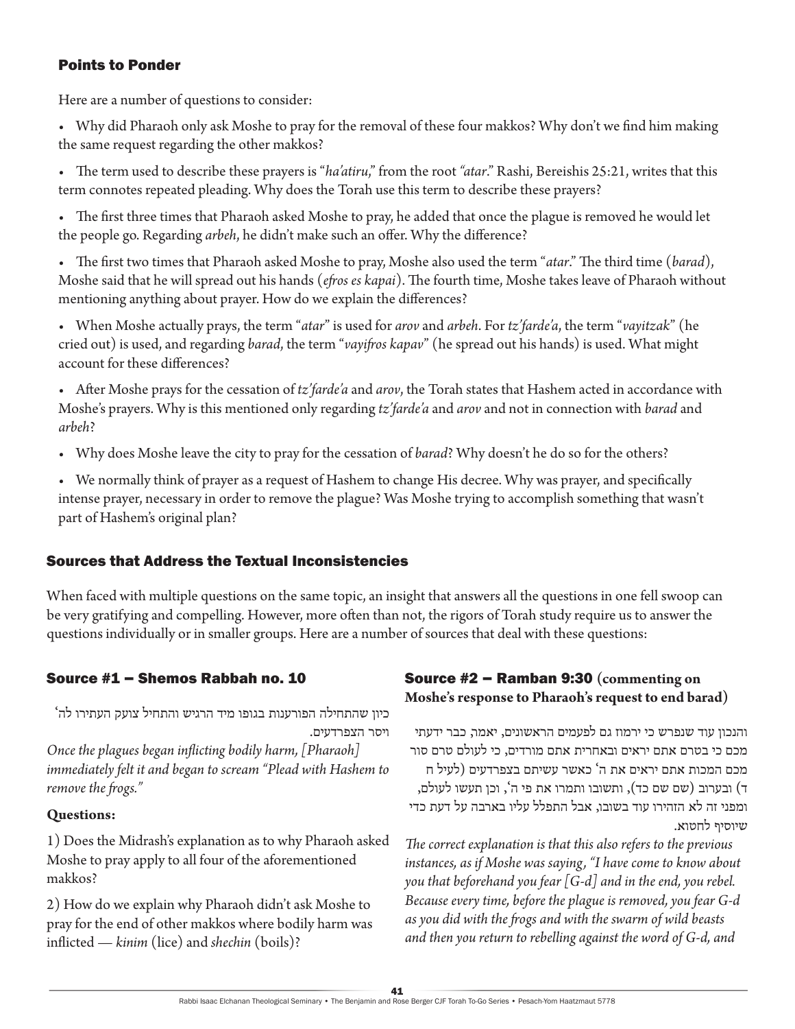### Points to Ponder

Here are a number of questions to consider:

- Why did Pharaoh only ask Moshe to pray for the removal of these four makkos? Why don't we find him making the same request regarding the other makkos?
- The term used to describe these prayers is "*ha'atiru*," from the root *"atar*." Rashi, Bereishis 25:21, writes that this term connotes repeated pleading. Why does the Torah use this term to describe these prayers?
- The first three times that Pharaoh asked Moshe to pray, he added that once the plague is removed he would let the people go. Regarding *arbeh*, he didn't make such an offer. Why the difference?
- The first two times that Pharaoh asked Moshe to pray, Moshe also used the term "*atar*." The third time (*barad*), Moshe said that he will spread out his hands (*efros es kapai*). The fourth time, Moshe takes leave of Pharaoh without mentioning anything about prayer. How do we explain the differences?
- When Moshe actually prays, the term "*atar*" is used for *arov* and *arbeh*. For *tz'farde'a*, the term "*vayitzak*" (he cried out) is used, and regarding *barad*, the term "*vayifros kapav*" (he spread out his hands) is used. What might account for these differences?
- After Moshe prays for the cessation of *tz'farde'a* and *arov*, the Torah states that Hashem acted in accordance with Moshe's prayers. Why is this mentioned only regarding *tz'farde'a* and *arov* and not in connection with *barad* and *arbeh*?
- Why does Moshe leave the city to pray for the cessation of *barad*? Why doesn't he do so for the others?
- We normally think of prayer as a request of Hashem to change His decree. Why was prayer, and specifically intense prayer, necessary in order to remove the plague? Was Moshe trying to accomplish something that wasn't part of Hashem's original plan?

## Sources that Address the Textual Inconsistencies

When faced with multiple questions on the same topic, an insight that answers all the questions in one fell swoop can be very gratifying and compelling. However, more often than not, the rigors of Torah study require us to answer the questions individually or in smaller groups. Here are a number of sources that deal with these questions:

### Source #1 – Shemos Rabbah no. 10

כיון שהתחילה הפורענות בגופו מיד הרגיש והתחיל צועק העתירו לה' ויסר הצפרדעים.

*Once the plagues began inflicting bodily harm, [Pharaoh] immediately felt it and began to scream "Plead with Hashem to remove the frogs."*

**Questions:**

1) Does the Midrash's explanation as to why Pharaoh asked Moshe to pray apply to all four of the aforementioned makkos?

2) How do we explain why Pharaoh didn't ask Moshe to pray for the end of other makkos where bodily harm was inflicted — *kinim* (lice) and *shechin* (boils)?

### Source #2 – Ramban 9:30 (commenting on Moshe's response to Pharaoh's request to end barad)

והנכון עוד שנפרש כי ירמוז גם לפעמים הראשונים, יאמר, כבר ידעתי מכם כי בטרם אתם יראים ובאחרית אתם מורדים, כי לעולם טרם סור מכם המכות אתם יראים את ה' כאשר עשיתם בצפרדעים (לעיל ח ד) ובערוב (שם שם כד), ותשובו ותמרו את פי ה', וכן תעשו לעולם, ומפני זה לא הזהירו עוד בשובו, אבל התפלל עליו בארבה על דעת כדי שיוסיף לחטוא.

*The correct explanation is that this also refers to the previous instances, as if Moshe was saying, "I have come to know about you that beforehand you fear [G-d] and in the end, you rebel. Because every time, before the plague is removed, you fear G-d as you did with the frogs and with the swarm of wild beasts and then you return to rebelling against the word of G-d, and*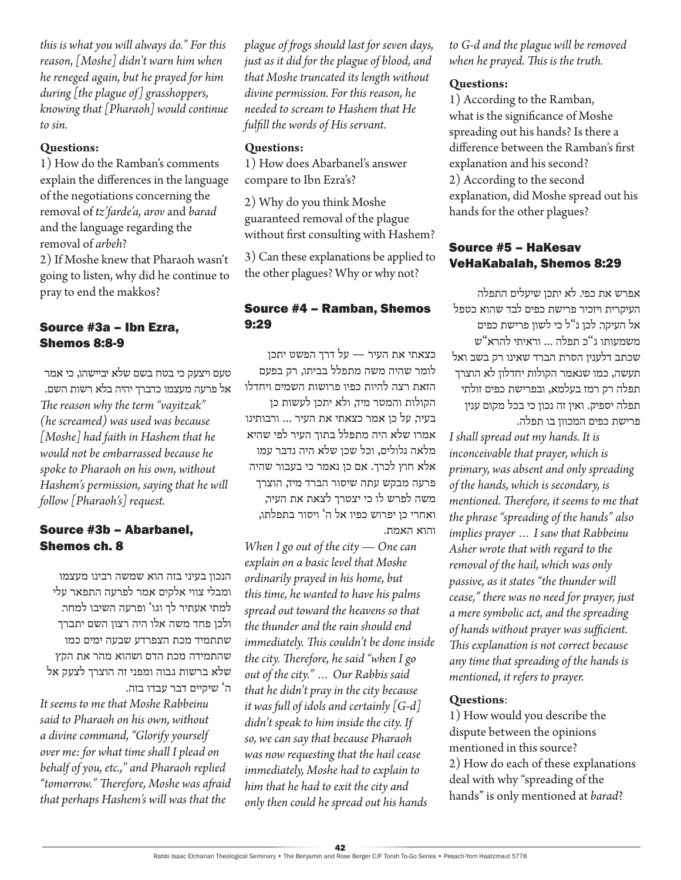*this is what you will always do." For this reason, [Moshe] didn't warn him when he reneged again, but he prayed for him during [the plague of] grasshoppers, knowing that [Pharaoh] would continue to sin.*

**Questions:**

1) How do the Ramban's comments explain the differences in the language of the negotiations concerning the removal of *tz'farde'a*, *arov* and *barad* and the language regarding the removal of *arbeh*?

2) If Moshe knew that Pharaoh wasn't going to listen, why did he continue to pray to end the makkos?

## Source #3a – Ibn Ezra, Shemos 8:8-9

טעם ויצעק כי בטח בשם שלא יביישהו, כי אמר אל פרעה מעצמו כדברך יהיה בלא רשות השם.

*The reason why the term "vayitzak" (he screamed) was used was because [Moshe] had faith in Hashem that he would not be embarrassed because he spoke to Pharaoh on his own, without Hashem's permission, saying that he will follow [Pharaoh's] request.*

## Source #3b – Abarbanel, Shemos ch. 8

הנכון בעיני בזה הוא שמשה רבינו מעצמו ומבלי צווי אלקים אמר לפרעה התפאר עלי למתי אעתיר לך וגו' ופרעה השיבו למחר. ולכן פחד משה אלו היה רצון השם יתברך שתתמיד מכת הצפרדע שבעה ימים כמו שהתמידה מכת הדם ושהוא מהר את הקץ שלא ברשות גבוה ומפני זה הוצרך לצעק אל ה' שיקיים דבר עבדו בזה.

*It seems to me that Moshe Rabbeinu said to Pharaoh on his own, without a divine command, "Glorify yourself over me: for what time shall I plead on behalf of you, etc.," and Pharaoh replied "tomorrow." Therefore, Moshe was afraid that perhaps Hashem's will was that the plague of frogs should last for seven days, just as it did for the plague of blood, and that Moshe truncated its length without divine permission. For this reason, he needed to scream to Hashem that He fulfill the words of His servant.*

**Questions:**

1) How does Abarbanel's answer compare to Ibn Ezra's?

2) Why do you think Moshe guaranteed removal of the plague without first consulting with Hashem?

3) Can these explanations be applied to the other plagues? Why or why not?

## Source #4 – Ramban, Shemos 9:29

כצאתי את העיר — על דרך הפשט יתכן לומר שהיה משה מתפלל בביתו, רק בפעם הזאת רצה להיות כפיו פרושות השמים ויחדלו הקולות והמטר מיד, ולא יתכן לעשות כן בעיר, על כן אמר כצאתי את העיר ... ורבותינו אמרו שלא היה מתפלל בתוך העיר לפי שהיא מלאה גלולים, וכל שכן שלא היה נדבר עמו אלא חוץ לכרך. אם כן נאמר כי בעבור שהיה פרעה מבקש עתה שיסור הברד מיד, הוצרך משה לפרש לו כי יצטרך לצאת את העיר, ואחרי כן יפרוש כפיו אל ה' ויסור בתפלתו, והוא האמת.

*When I go out of the city — One can explain on a basic level that Moshe ordinarily prayed in his home, but this time, he wanted to have his palms spread out toward the heavens so that the thunder and the rain should end immediately. This couldn't be done inside the city. Therefore, he said "when I go out of the city." … Our Rabbis said that he didn't pray in the city because it was full of idols and certainly [G-d] didn't speak to him inside the city. If so, we can say that because Pharaoh was now requesting that the hail cease immediately, Moshe had to explain to him that he had to exit the city and only then could he spread out his hands to G-d and the plague will be removed when he prayed. This is the truth.*

**Questions:**

1) According to the Ramban, what is the significance of Moshe spreading out his hands? Is there a difference between the Ramban's first explanation and his second?

2) According to the second explanation, did Moshe spread out his hands for the other plagues?

## Source #5 – HaKesav VeHaKabalah, Shemos 8:29

אפרש את כפי. לא יתכן שיעלים התפלה העיקרית ויזכיר פרישת כפים לבד שהוא כטפל אל העיקר. לכן נ"ל כי לשון פרישת כפים משמעותו ג"כ תפלה ... וראיתי להרא"ש שכתב דלענין הסרת הברד שאינו רק בשב ואל תעשה, כמו שנאמר הקולות יחדלון לא הוצרך תפלה רק רמז בעלמא, ובפרישת כפים זולתי תפלה יספיק. ואין זה נכון כי בכל מקום ענין פרישת כפים המכוון בו תפלה.

*I shall spread out my hands. It is inconceivable that prayer, which is primary, was absent and only spreading of the hands, which is secondary, is mentioned. Therefore, it seems to me that the phrase "spreading of the hands" also implies prayer … I saw that Rabbeinu Asher wrote that with regard to the removal of the hail, which was only passive, as it states "the thunder will cease," there was no need for prayer, just a mere symbolic act, and the spreading of hands without prayer was sufficient. This explanation is not correct because any time that spreading of the hands is mentioned, it refers to prayer.*

**Questions**:

1) How would you describe the dispute between the opinions mentioned in this source?

2) How do each of these explanations deal with why "spreading of the hands" is only mentioned at *barad*?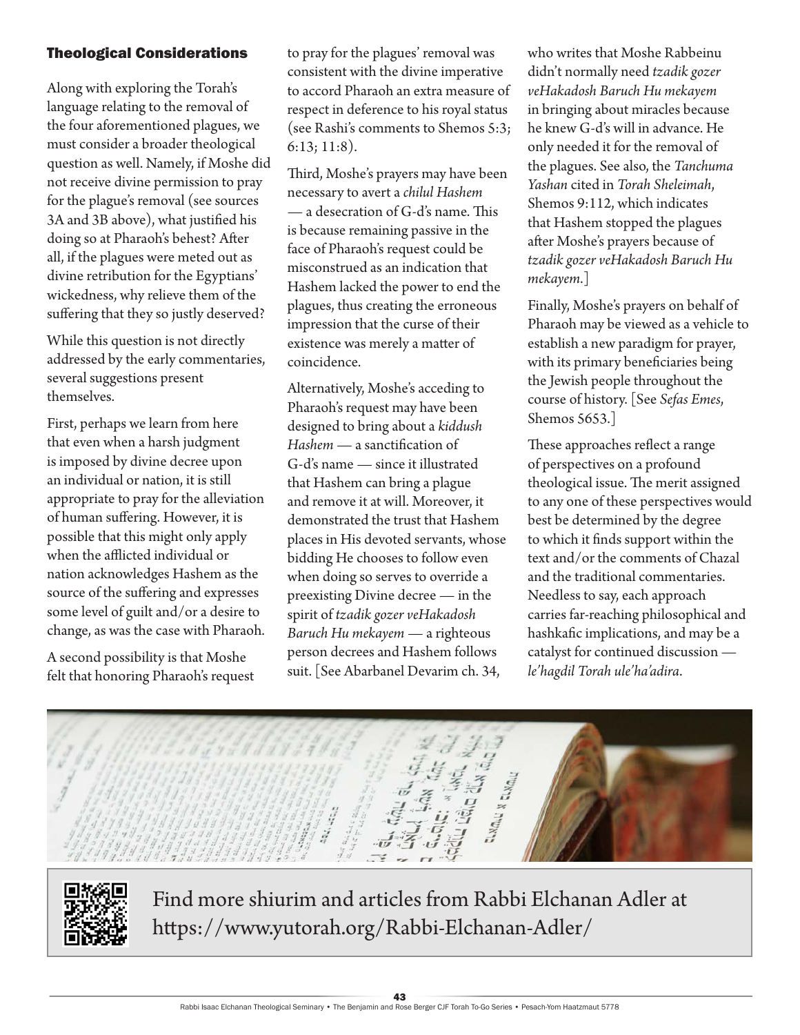### Theological Considerations

Along with exploring the Torah's language relating to the removal of the four aforementioned plagues, we must consider a broader theological question as well. Namely, if Moshe did not receive divine permission to pray for the plague's removal (see sources 3A and 3B above), what justified his doing so at Pharaoh's behest? After all, if the plagues were meted out as divine retribution for the Egyptians' wickedness, why relieve them of the suffering that they so justly deserved?

While this question is not directly addressed by the early commentaries, several suggestions present themselves.

First, perhaps we learn from here that even when a harsh judgment is imposed by divine decree upon an individual or nation, it is still appropriate to pray for the alleviation of human suffering. However, it is possible that this might only apply when the afflicted individual or nation acknowledges Hashem as the source of the suffering and expresses some level of guilt and/or a desire to change, as was the case with Pharaoh.

A second possibility is that Moshe felt that honoring Pharaoh's request to pray for the plagues' removal was consistent with the divine imperative to accord Pharaoh an extra measure of respect in deference to his royal status (see Rashi's comments to Shemos 5:3; 6:13; 11:8).

Third, Moshe's prayers may have been necessary to avert a *chilul Hashem* — a desecration of G-d's name. This is because remaining passive in the face of Pharaoh's request could be misconstrued as an indication that Hashem lacked the power to end the plagues, thus creating the erroneous impression that the curse of their existence was merely a matter of coincidence.

Alternatively, Moshe's acceding to Pharaoh's request may have been designed to bring about a *kiddush Hashem* — a sanctification of G-d's name — since it illustrated that Hashem can bring a plague and remove it at will. Moreover, it demonstrated the trust that Hashem places in His devoted servants, whose bidding He chooses to follow even when doing so serves to override a preexisting Divine decree — in the spirit of *tzadik gozer veHakadosh Baruch Hu mekayem* — a righteous person decrees and Hashem follows suit. [See Abarbanel Devarim ch. 34, who writes that Moshe Rabbeinu didn't normally need *tzadik gozer veHakadosh Baruch Hu mekayem* in bringing about miracles because he knew G-d's will in advance. He only needed it for the removal of the plagues. See also, the *Tanchuma Yashan* cited in *Torah Sheleimah*, Shemos 9:112, which indicates that Hashem stopped the plagues after Moshe's prayers because of *tzadik gozer veHakadosh Baruch Hu mekayem*.]

Finally, Moshe's prayers on behalf of Pharaoh may be viewed as a vehicle to establish a new paradigm for prayer, with its primary beneficiaries being the Jewish people throughout the course of history. [See *Sefas Emes*, Shemos 5653.]

These approaches reflect a range of perspectives on a profound theological issue. The merit assigned to any one of these perspectives would best be determined by the degree to which it finds support within the text and/or the comments of Chazal and the traditional commentaries. Needless to say, each approach carries far-reaching philosophical and hashkafic implications, and may be a catalyst for continued discussion — *le'hagdil Torah ule'ha'adira*.

Find more shiurim and articles from Rabbi Elchanan Adler at https://www.yutorah.org/Rabbi-Elchanan-Adler/